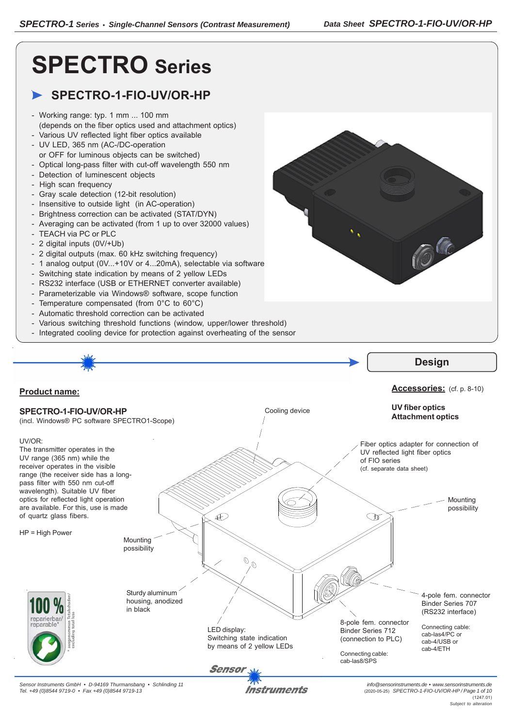# SPECTRO Series

## SPECTRO-1-FIO-UV/OR-HP

- Working range: typ. 1 mm ... 100 mm
  (depends on the fiber optics used and attachment optics)
- Various UV reflected light fiber optics available
- UV LED, 365 nm (AC-/DC-operation
  or OFF for luminous objects can be switched)
- Optical long-pass filter with cut-off wavelength 550 nm
- Detection of luminescent objects
- High scan frequency
- Gray scale detection (12-bit resolution)
- Insensitive to outside light (in AC-operation)
- Brightness correction can be activated (STAT/DYN)
- Averaging can be activated (from 1 up to over 32000 values)
- TEACH via PC or PLC
- 2 digital inputs (0V/+Ub)
- 2 digital outputs (max. 60 kHz switching frequency)
- 1 analog output (0V...+10V or 4...20mA), selectable via software
- Switching state indication by means of 2 yellow LEDs
- RS232 interface (USB or ETHERNET converter available)
- Parameterizable via Windows® software, scope function
- Temperature compensated (from 0°C to 60°C)
- Automatic threshold correction can be activated
- Various switching threshold functions (window, upper/lower threshold)
- Integrated cooling device for protection against overheating of the sensor

## Design

**Product name:**

**SPECTRO-1-FIO-UV/OR-HP**
(incl. Windows® PC software SPECTRO1-Scope)

UV/OR:
The transmitter operates in the UV range (365 nm) while the receiver operates in the visible range (the receiver side has a long-pass filter with 550 nm cut-off wavelength). Suitable UV fiber optics for reflected light operation are available. For this, use is made of quartz glass fibers.

HP = High Power

**Accessories:** (cf. p. 8-10)

**UV fiber optics**
**Attachment optics**

Cooling device

Fiber optics adapter for connection of UV reflected light fiber optics of FIO series
(cf. separate data sheet)

Mounting possibility

Mounting possibility

Sturdy aluminum housing, anodized in black

LED display:
Switching state indication by means of 2 yellow LEDs

8-pole fem. connector Binder Series 712 (connection to PLC)

Connecting cable:
cab-las8/SPS

4-pole fem. connector Binder Series 707 (RS232 interface)

Connecting cable:
cab-las4/PC or
cab-4/USB or
cab-4/ETH

100 % reparierbar/ reparable*
* ausgenommen Totalschaden/ excluding total loss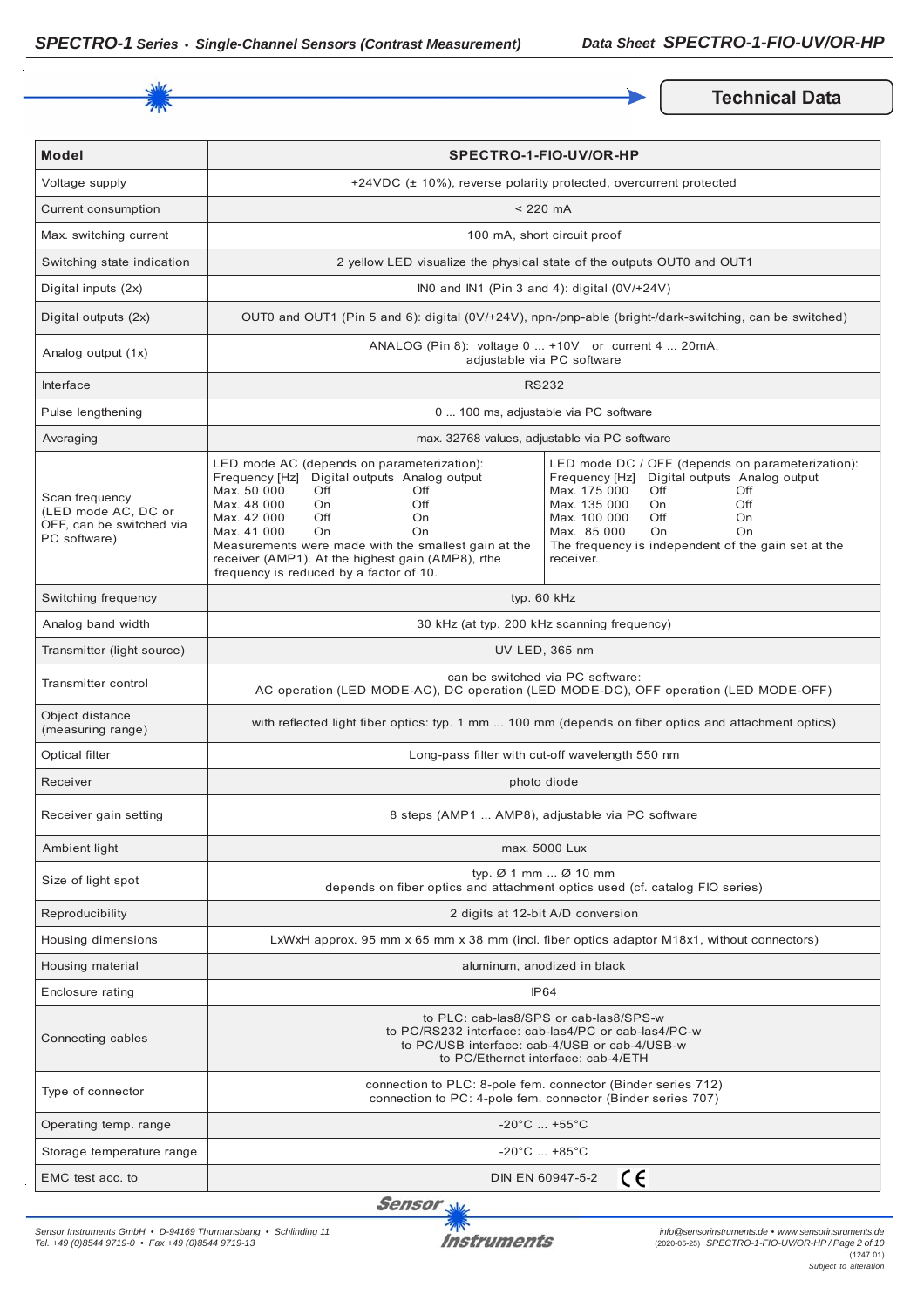## Technical Data

| Model | SPECTRO-1-FIO-UV/OR-HP |
|---|---|
| Voltage supply | +24VDC (± 10%), reverse polarity protected, overcurrent protected |
| Current consumption | < 220 mA |
| Max. switching current | 100 mA, short circuit proof |
| Switching state indication | 2 yellow LED visualize the physical state of the outputs OUT0 and OUT1 |
| Digital inputs (2x) | IN0 and IN1 (Pin 3 and 4): digital (0V/+24V) |
| Digital outputs (2x) | OUT0 and OUT1 (Pin 5 and 6): digital (0V/+24V), npn-/pnp-able (bright-/dark-switching, can be switched) |
| Analog output (1x) | ANALOG (Pin 8): voltage 0 ... +10V or current 4 ... 20mA, adjustable via PC software |
| Interface | RS232 |
| Pulse lengthening | 0 ... 100 ms, adjustable via PC software |
| Averaging | max. 32768 values, adjustable via PC software |
| Scan frequency (LED mode AC, DC or OFF, can be switched via PC software) | LED mode AC (depends on parameterization):<br>Frequency [Hz] / Digital outputs / Analog output<br>Max. 50 000 / Off / Off<br>Max. 48 000 / On / Off<br>Max. 42 000 / Off / On<br>Max. 41 000 / On / On<br>Measurements were made with the smallest gain at the receiver (AMP1). At the highest gain (AMP8), rthe frequency is reduced by a factor of 10.<br><br>LED mode DC / OFF (depends on parameterization):<br>Frequency [Hz] / Digital outputs / Analog output<br>Max. 175 000 / Off / Off<br>Max. 135 000 / On / Off<br>Max. 100 000 / Off / On<br>Max. 85 000 / On / On<br>The frequency is independent of the gain set at the receiver. |
| Switching frequency | typ. 60 kHz |
| Analog band width | 30 kHz (at typ. 200 kHz scanning frequency) |
| Transmitter (light source) | UV LED, 365 nm |
| Transmitter control | can be switched via PC software:<br>AC operation (LED MODE-AC), DC operation (LED MODE-DC), OFF operation (LED MODE-OFF) |
| Object distance (measuring range) | with reflected light fiber optics: typ. 1 mm ... 100 mm (depends on fiber optics and attachment optics) |
| Optical filter | Long-pass filter with cut-off wavelength 550 nm |
| Receiver | photo diode |
| Receiver gain setting | 8 steps (AMP1 ... AMP8), adjustable via PC software |
| Ambient light | max. 5000 Lux |
| Size of light spot | typ. Ø 1 mm ... Ø 10 mm<br>depends on fiber optics and attachment optics used (cf. catalog FIO series) |
| Reproducibility | 2 digits at 12-bit A/D conversion |
| Housing dimensions | LxWxH approx. 95 mm x 65 mm x 38 mm (incl. fiber optics adaptor M18x1, without connectors) |
| Housing material | aluminum, anodized in black |
| Enclosure rating | IP64 |
| Connecting cables | to PLC: cab-las8/SPS or cab-las8/SPS-w<br>to PC/RS232 interface: cab-las4/PC or cab-las4/PC-w<br>to PC/USB interface: cab-4/USB or cab-4/USB-w<br>to PC/Ethernet interface: cab-4/ETH |
| Type of connector | connection to PLC: 8-pole fem. connector (Binder series 712)<br>connection to PC: 4-pole fem. connector (Binder series 707) |
| Operating temp. range | -20°C ... +55°C |
| Storage temperature range | -20°C ... +85°C |
| EMC test acc. to | DIN EN 60947-5-2 CE |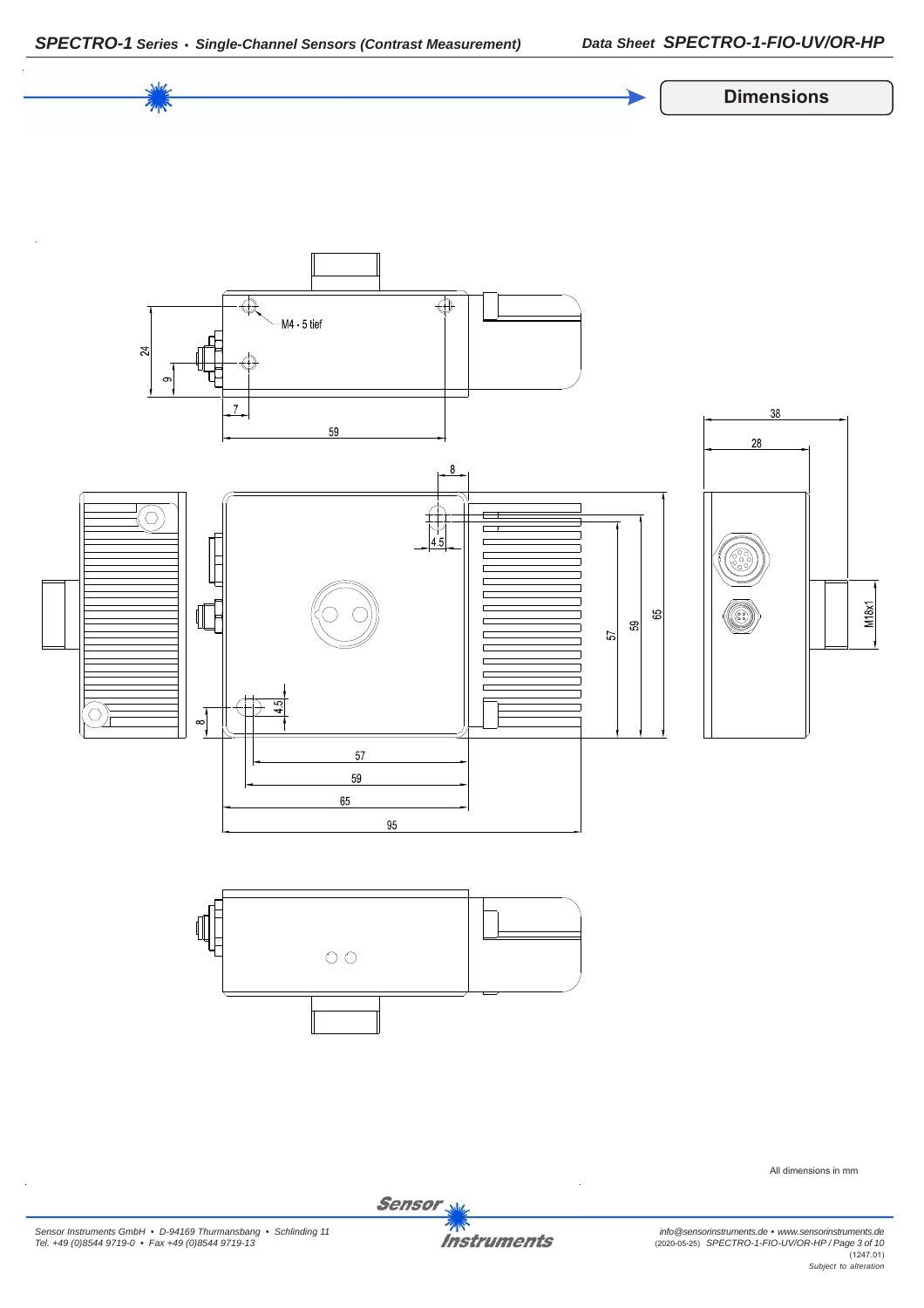## Dimensions

M4 - 5 tief

24

9

7

59

8

4.5

38

28

M18x1

57

59

65

4.5

8

57

59

65

95

All dimensions in mm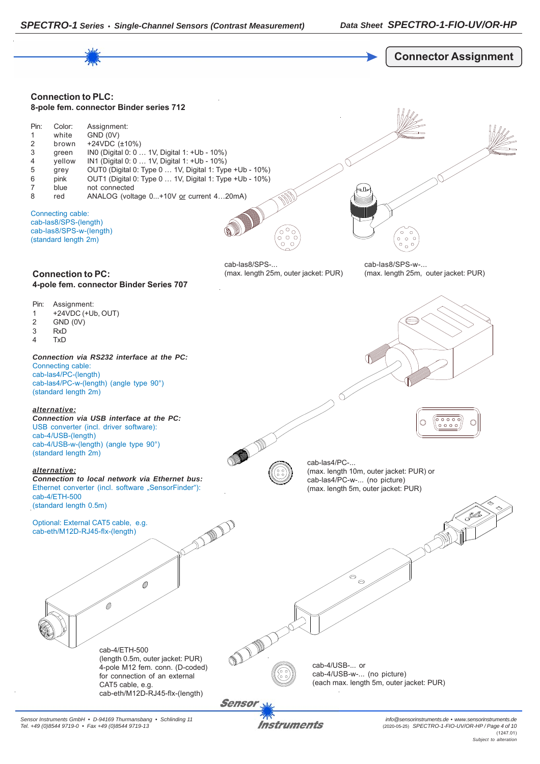# Connector Assignment

## Connection to PLC:

**8-pole fem. connector Binder series 712**

| Pin: | Color: | Assignment: |
|---|---|---|
| 1 | white | GND (0V) |
| 2 | brown | +24VDC (±10%) |
| 3 | green | IN0 (Digital 0: 0 … 1V, Digital 1: +Ub - 10%) |
| 4 | yellow | IN1 (Digital 0: 0 … 1V, Digital 1: +Ub - 10%) |
| 5 | grey | OUT0 (Digital 0: Type 0 … 1V, Digital 1: Type +Ub - 10%) |
| 6 | pink | OUT1 (Digital 0: Type 0 … 1V, Digital 1: Type +Ub - 10%) |
| 7 | blue | not connected |
| 8 | red | ANALOG (voltage 0...+10V or current 4…20mA) |

Connecting cable:
cab-las8/SPS-(length)
cab-las8/SPS-w-(length)
(standard length 2m)

cab-las8/SPS-...
(max. length 25m, outer jacket: PUR)

cab-las8/SPS-w-...
(max. length 25m, outer jacket: PUR)

## Connection to PC:

**4-pole fem. connector Binder Series 707**

| Pin: | Assignment: |
|---|---|
| 1 | +24VDC (+Ub, OUT) |
| 2 | GND (0V) |
| 3 | RxD |
| 4 | TxD |

***Connection via RS232 interface at the PC:***
Connecting cable:
cab-las4/PC-(length)
cab-las4/PC-w-(length) (angle type 90°)
(standard length 2m)

***alternative:***
***Connection via USB interface at the PC:***
USB converter (incl. driver software):
cab-4/USB-(length)
cab-4/USB-w-(length) (angle type 90°)
(standard length 2m)

***alternative:***
***Connection to local network via Ethernet bus:***
Ethernet converter (incl. software „SensorFinder"):
cab-4/ETH-500
(standard length 0.5m)

Optional: External CAT5 cable, e.g.
cab-eth/M12D-RJ45-flx-(length)

cab-las4/PC-...
(max. length 10m, outer jacket: PUR) or
cab-las4/PC-w-... (no picture)
(max. length 5m, outer jacket: PUR)

cab-4/ETH-500
(length 0.5m, outer jacket: PUR)
4-pole M12 fem. conn. (D-coded)
for connection of an external
CAT5 cable, e.g.
cab-eth/M12D-RJ45-flx-(length)

cab-4/USB-... or
cab-4/USB-w-... (no picture)
(each max. length 5m, outer jacket: PUR)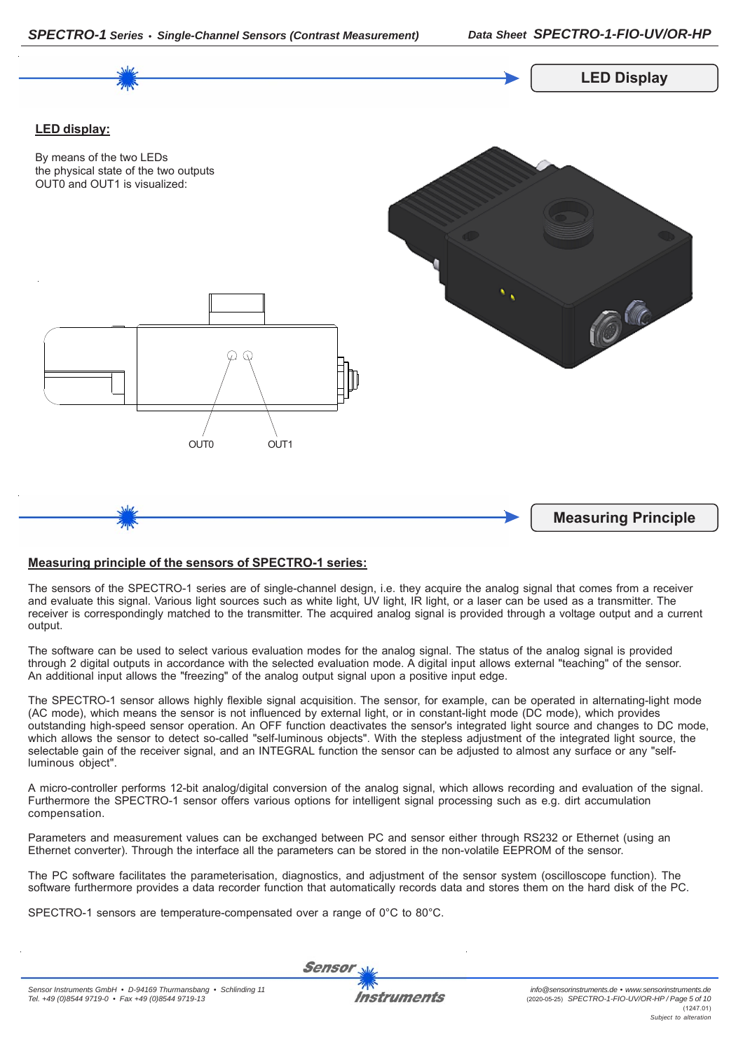## LED Display

**LED display:**

By means of the two LEDs
the physical state of the two outputs
OUT0 and OUT1 is visualized:

OUT0 OUT1

## Measuring Principle

**Measuring principle of the sensors of SPECTRO-1 series:**

The sensors of the SPECTRO-1 series are of single-channel design, i.e. they acquire the analog signal that comes from a receiver and evaluate this signal. Various light sources such as white light, UV light, IR light, or a laser can be used as a transmitter. The receiver is correspondingly matched to the transmitter. The acquired analog signal is provided through a voltage output and a current output.

The software can be used to select various evaluation modes for the analog signal. The status of the analog signal is provided through 2 digital outputs in accordance with the selected evaluation mode. A digital input allows external "teaching" of the sensor. An additional input allows the "freezing" of the analog output signal upon a positive input edge.

The SPECTRO-1 sensor allows highly flexible signal acquisition. The sensor, for example, can be operated in alternating-light mode (AC mode), which means the sensor is not influenced by external light, or in constant-light mode (DC mode), which provides outstanding high-speed sensor operation. An OFF function deactivates the sensor's integrated light source and changes to DC mode, which allows the sensor to detect so-called "self-luminous objects". With the stepless adjustment of the integrated light source, the selectable gain of the receiver signal, and an INTEGRAL function the sensor can be adjusted to almost any surface or any "self-luminous object".

A micro-controller performs 12-bit analog/digital conversion of the analog signal, which allows recording and evaluation of the signal. Furthermore the SPECTRO-1 sensor offers various options for intelligent signal processing such as e.g. dirt accumulation compensation.

Parameters and measurement values can be exchanged between PC and sensor either through RS232 or Ethernet (using an Ethernet converter). Through the interface all the parameters can be stored in the non-volatile EEPROM of the sensor.

The PC software facilitates the parameterisation, diagnostics, and adjustment of the sensor system (oscilloscope function). The software furthermore provides a data recorder function that automatically records data and stores them on the hard disk of the PC.

SPECTRO-1 sensors are temperature-compensated over a range of 0°C to 80°C.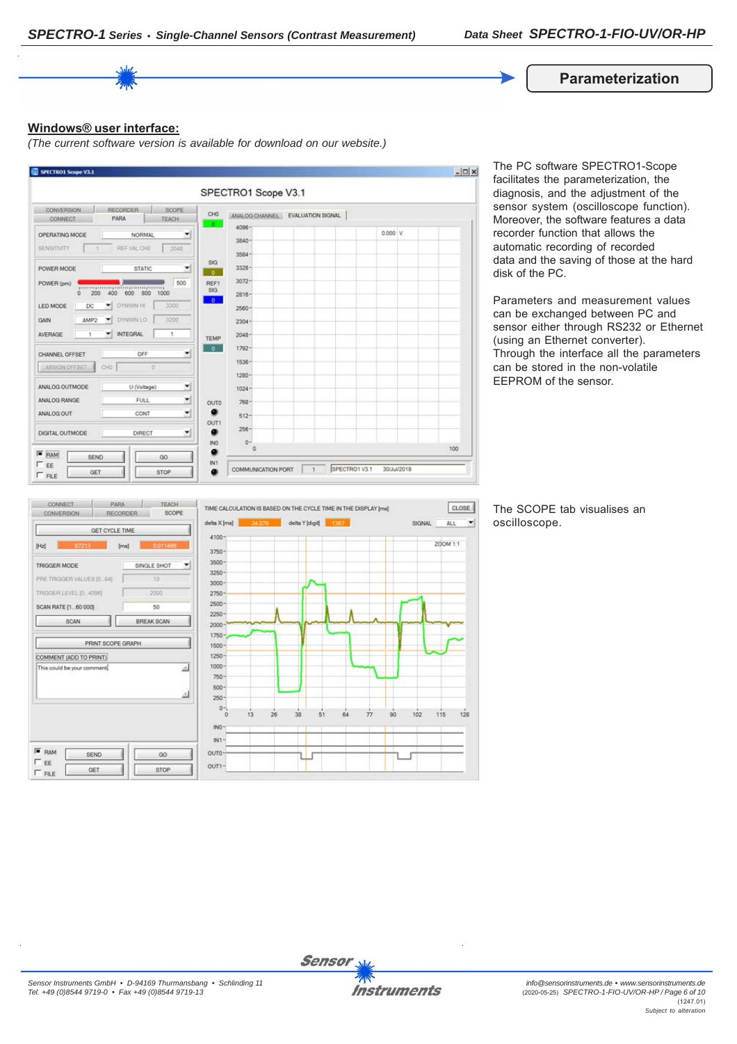## Parameterization

**Windows® user interface:**

*(The current software version is available for download on our website.)*

The PC software SPECTRO1-Scope facilitates the parameterization, the diagnosis, and the adjustment of the sensor system (oscilloscope function). Moreover, the software features a data recorder function that allows the automatic recording of recorded data and the saving of those at the hard disk of the PC.

Parameters and measurement values can be exchanged between PC and sensor either through RS232 or Ethernet (using an Ethernet converter). Through the interface all the parameters can be stored in the non-volatile EEPROM of the sensor.

The SCOPE tab visualises an oscilloscope.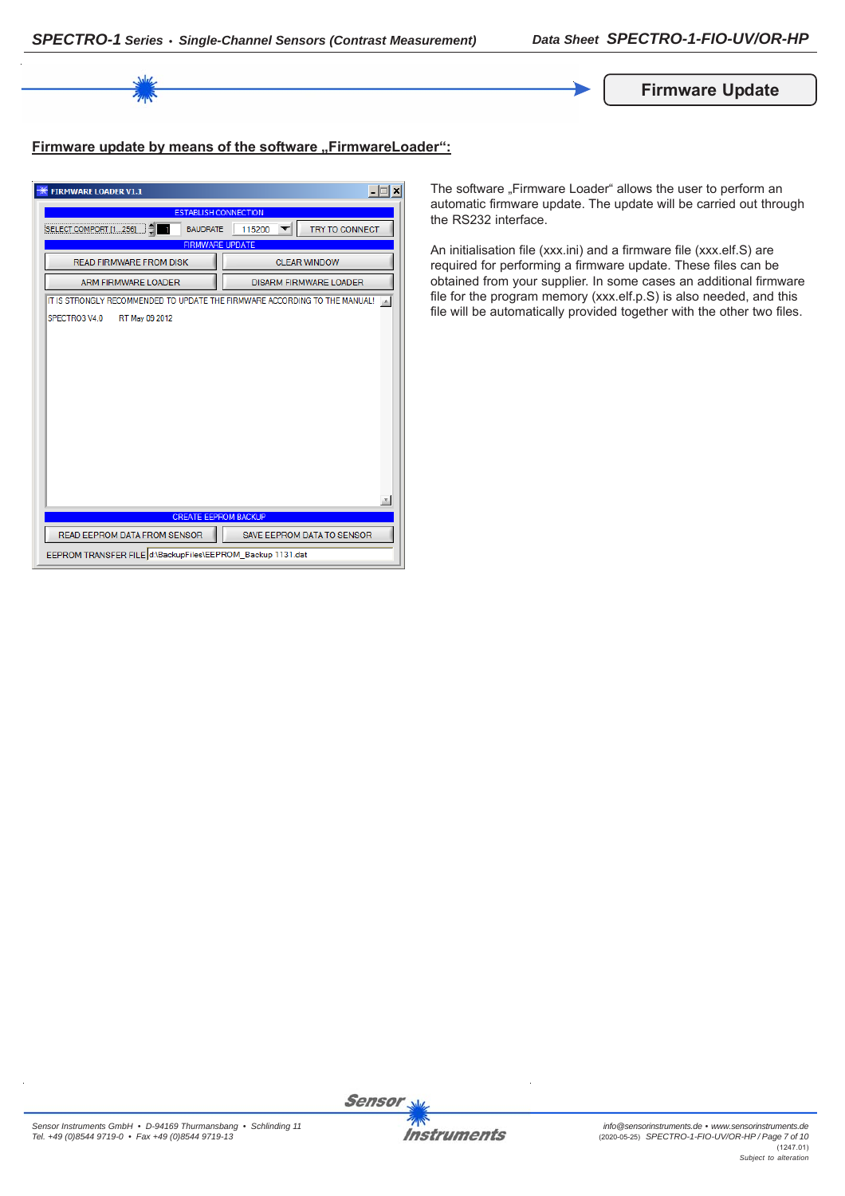## Firmware Update

### Firmware update by means of the software „FirmwareLoader“:

The software „Firmware Loader“ allows the user to perform an automatic firmware update. The update will be carried out through the RS232 interface.

An initialisation file (xxx.ini) and a firmware file (xxx.elf.S) are required for performing a firmware update. These files can be obtained from your supplier. In some cases an additional firmware file for the program memory (xxx.elf.p.S) is also needed, and this file will be automatically provided together with the other two files.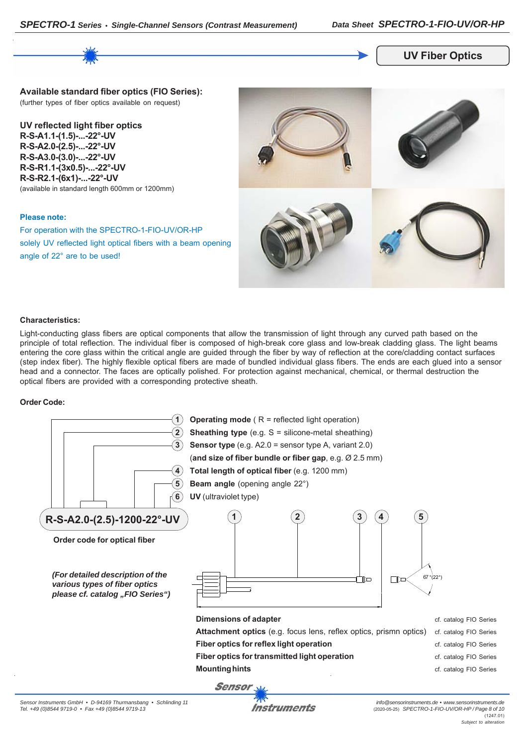## UV Fiber Optics

**Available standard fiber optics (FIO Series):**
(further types of fiber optics available on request)

**UV reflected light fiber optics**
**R-S-A1.1-(1.5)-...-22°-UV**
**R-S-A2.0-(2.5)-...-22°-UV**
**R-S-A3.0-(3.0)-...-22°-UV**
**R-S-R1.1-(3x0.5)-...-22°-UV**
**R-S-R2.1-(6x1)-...-22°-UV**
(available in standard length 600mm or 1200mm)

**Please note:**
For operation with the SPECTRO-1-FIO-UV/OR-HP solely UV reflected light optical fibers with a beam opening angle of 22° are to be used!

**Characteristics:**

Light-conducting glass fibers are optical components that allow the transmission of light through any curved path based on the principle of total reflection. The individual fiber is composed of high-break core glass and low-break cladding glass. The light beams entering the core glass within the critical angle are guided through the fiber by way of reflection at the core/cladding contact surfaces (step index fiber). The highly flexible optical fibers are made of bundled individual glass fibers. The ends are each glued into a sensor head and a connector. The faces are optically polished. For protection against mechanical, chemical, or thermal destruction the optical fibers are provided with a corresponding protective sheath.

**Order Code:**

1. **Operating mode** ( R = reflected light operation)
2. **Sheathing type** (e.g. S = silicone-metal sheathing)
3. **Sensor type** (e.g. A2.0 = sensor type A, variant 2.0) (**and size of fiber bundle or fiber gap**, e.g. Ø 2.5 mm)
4. **Total length of optical fiber** (e.g. 1200 mm)
5. **Beam angle** (opening angle 22°)
6. **UV** (ultraviolet type)

**R-S-A2.0-(2.5)-1200-22°-UV**

**Order code for optical fiber**

*(For detailed description of the various types of fiber optics please cf. catalog „FIO Series“)*

67 °(22°)

| | |
|---|---|
| **Dimensions of adapter** | cf. catalog FIO Series |
| **Attachment optics** (e.g. focus lens, reflex optics, prismn optics) | cf. catalog FIO Series |
| **Fiber optics for reflex light operation** | cf. catalog FIO Series |
| **Fiber optics for transmitted light operation** | cf. catalog FIO Series |
| **Mounting hints** | cf. catalog FIO Series |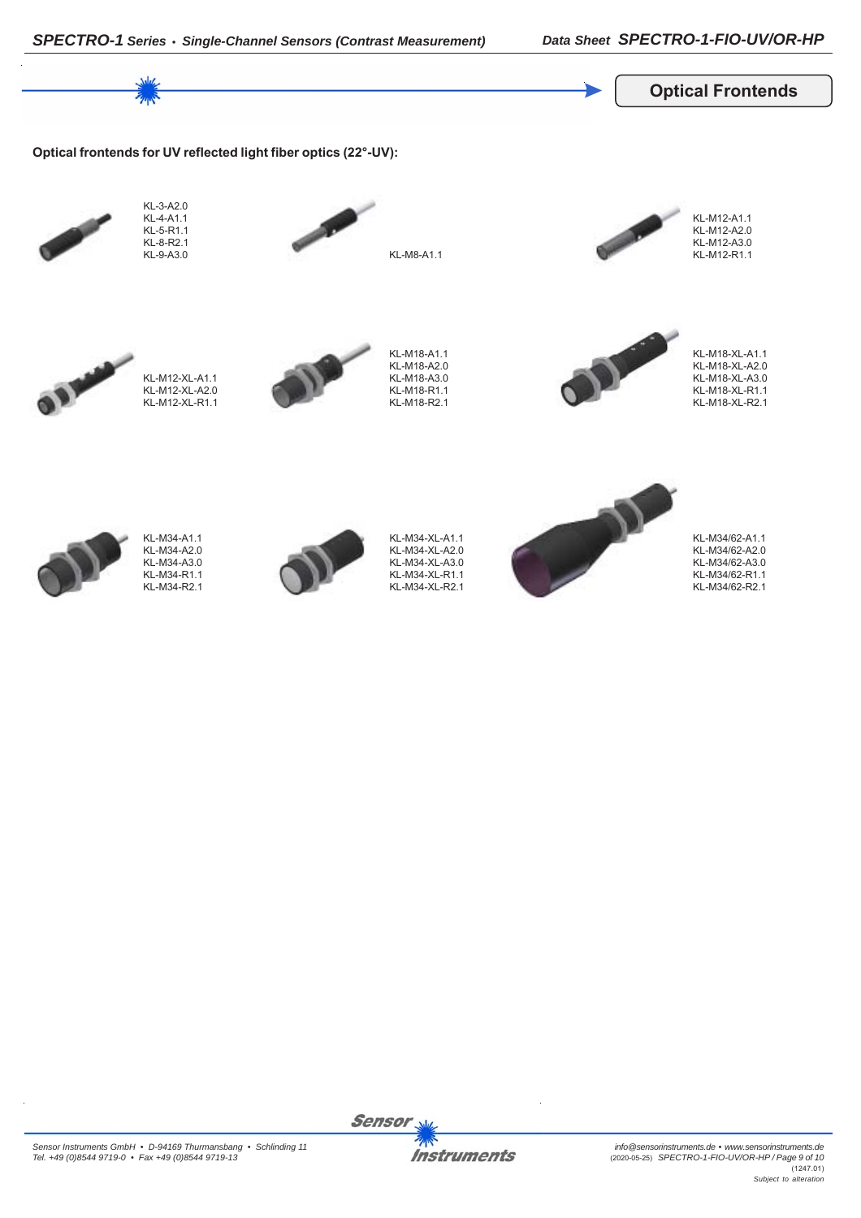## Optical Frontends

**Optical frontends for UV reflected light fiber optics (22°-UV):**

KL-3-A2.0
KL-4-A1.1
KL-5-R1.1
KL-8-R2.1
KL-9-A3.0

KL-M8-A1.1

KL-M12-A1.1
KL-M12-A2.0
KL-M12-A3.0
KL-M12-R1.1

KL-M12-XL-A1.1
KL-M12-XL-A2.0
KL-M12-XL-R1.1

KL-M18-A1.1
KL-M18-A2.0
KL-M18-A3.0
KL-M18-R1.1
KL-M18-R2.1

KL-M18-XL-A1.1
KL-M18-XL-A2.0
KL-M18-XL-A3.0
KL-M18-XL-R1.1
KL-M18-XL-R2.1

KL-M34-A1.1
KL-M34-A2.0
KL-M34-A3.0
KL-M34-R1.1
KL-M34-R2.1

KL-M34-XL-A1.1
KL-M34-XL-A2.0
KL-M34-XL-A3.0
KL-M34-XL-R1.1
KL-M34-XL-R2.1

KL-M34/62-A1.1
KL-M34/62-A2.0
KL-M34/62-A3.0
KL-M34/62-R1.1
KL-M34/62-R2.1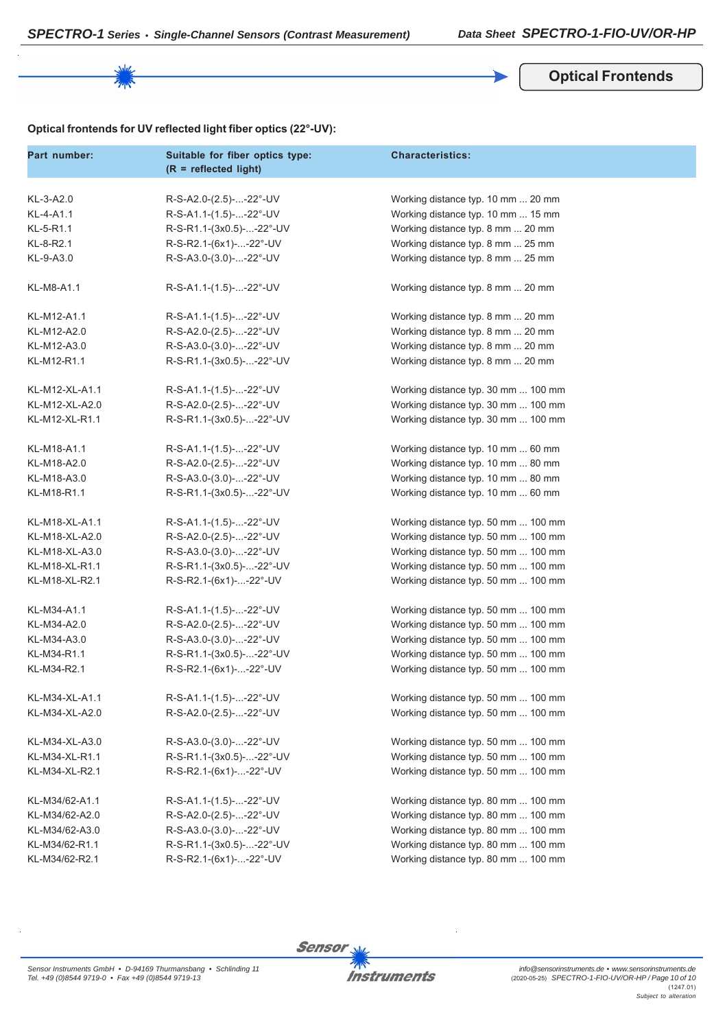## Optical Frontends

**Optical frontends for UV reflected light fiber optics (22°-UV):**

| Part number: | Suitable for fiber optics type: (R = reflected light) | Characteristics: |
|---|---|---|
| KL-3-A2.0 | R-S-A2.0-(2.5)-...-22°-UV | Working distance typ. 10 mm ... 20 mm |
| KL-4-A1.1 | R-S-A1.1-(1.5)-...-22°-UV | Working distance typ. 10 mm ... 15 mm |
| KL-5-R1.1 | R-S-R1.1-(3x0.5)-...-22°-UV | Working distance typ. 8 mm ... 20 mm |
| KL-8-R2.1 | R-S-R2.1-(6x1)-...-22°-UV | Working distance typ. 8 mm ... 25 mm |
| KL-9-A3.0 | R-S-A3.0-(3.0)-...-22°-UV | Working distance typ. 8 mm ... 25 mm |
| KL-M8-A1.1 | R-S-A1.1-(1.5)-...-22°-UV | Working distance typ. 8 mm ... 20 mm |
| KL-M12-A1.1 | R-S-A1.1-(1.5)-...-22°-UV | Working distance typ. 8 mm ... 20 mm |
| KL-M12-A2.0 | R-S-A2.0-(2.5)-...-22°-UV | Working distance typ. 8 mm ... 20 mm |
| KL-M12-A3.0 | R-S-A3.0-(3.0)-...-22°-UV | Working distance typ. 8 mm ... 20 mm |
| KL-M12-R1.1 | R-S-R1.1-(3x0.5)-...-22°-UV | Working distance typ. 8 mm ... 20 mm |
| KL-M12-XL-A1.1 | R-S-A1.1-(1.5)-...-22°-UV | Working distance typ. 30 mm ... 100 mm |
| KL-M12-XL-A2.0 | R-S-A2.0-(2.5)-...-22°-UV | Working distance typ. 30 mm ... 100 mm |
| KL-M12-XL-R1.1 | R-S-R1.1-(3x0.5)-...-22°-UV | Working distance typ. 30 mm ... 100 mm |
| KL-M18-A1.1 | R-S-A1.1-(1.5)-...-22°-UV | Working distance typ. 10 mm ... 60 mm |
| KL-M18-A2.0 | R-S-A2.0-(2.5)-...-22°-UV | Working distance typ. 10 mm ... 80 mm |
| KL-M18-A3.0 | R-S-A3.0-(3.0)-...-22°-UV | Working distance typ. 10 mm ... 80 mm |
| KL-M18-R1.1 | R-S-R1.1-(3x0.5)-...-22°-UV | Working distance typ. 10 mm ... 60 mm |
| KL-M18-XL-A1.1 | R-S-A1.1-(1.5)-...-22°-UV | Working distance typ. 50 mm ... 100 mm |
| KL-M18-XL-A2.0 | R-S-A2.0-(2.5)-...-22°-UV | Working distance typ. 50 mm ... 100 mm |
| KL-M18-XL-A3.0 | R-S-A3.0-(3.0)-...-22°-UV | Working distance typ. 50 mm ... 100 mm |
| KL-M18-XL-R1.1 | R-S-R1.1-(3x0.5)-...-22°-UV | Working distance typ. 50 mm ... 100 mm |
| KL-M18-XL-R2.1 | R-S-R2.1-(6x1)-...-22°-UV | Working distance typ. 50 mm ... 100 mm |
| KL-M34-A1.1 | R-S-A1.1-(1.5)-...-22°-UV | Working distance typ. 50 mm ... 100 mm |
| KL-M34-A2.0 | R-S-A2.0-(2.5)-...-22°-UV | Working distance typ. 50 mm ... 100 mm |
| KL-M34-A3.0 | R-S-A3.0-(3.0)-...-22°-UV | Working distance typ. 50 mm ... 100 mm |
| KL-M34-R1.1 | R-S-R1.1-(3x0.5)-...-22°-UV | Working distance typ. 50 mm ... 100 mm |
| KL-M34-R2.1 | R-S-R2.1-(6x1)-...-22°-UV | Working distance typ. 50 mm ... 100 mm |
| KL-M34-XL-A1.1 | R-S-A1.1-(1.5)-...-22°-UV | Working distance typ. 50 mm ... 100 mm |
| KL-M34-XL-A2.0 | R-S-A2.0-(2.5)-...-22°-UV | Working distance typ. 50 mm ... 100 mm |
| KL-M34-XL-A3.0 | R-S-A3.0-(3.0)-...-22°-UV | Working distance typ. 50 mm ... 100 mm |
| KL-M34-XL-R1.1 | R-S-R1.1-(3x0.5)-...-22°-UV | Working distance typ. 50 mm ... 100 mm |
| KL-M34-XL-R2.1 | R-S-R2.1-(6x1)-...-22°-UV | Working distance typ. 50 mm ... 100 mm |
| KL-M34/62-A1.1 | R-S-A1.1-(1.5)-...-22°-UV | Working distance typ. 80 mm ... 100 mm |
| KL-M34/62-A2.0 | R-S-A2.0-(2.5)-...-22°-UV | Working distance typ. 80 mm ... 100 mm |
| KL-M34/62-A3.0 | R-S-A3.0-(3.0)-...-22°-UV | Working distance typ. 80 mm ... 100 mm |
| KL-M34/62-R1.1 | R-S-R1.1-(3x0.5)-...-22°-UV | Working distance typ. 80 mm ... 100 mm |
| KL-M34/62-R2.1 | R-S-R2.1-(6x1)-...-22°-UV | Working distance typ. 80 mm ... 100 mm |